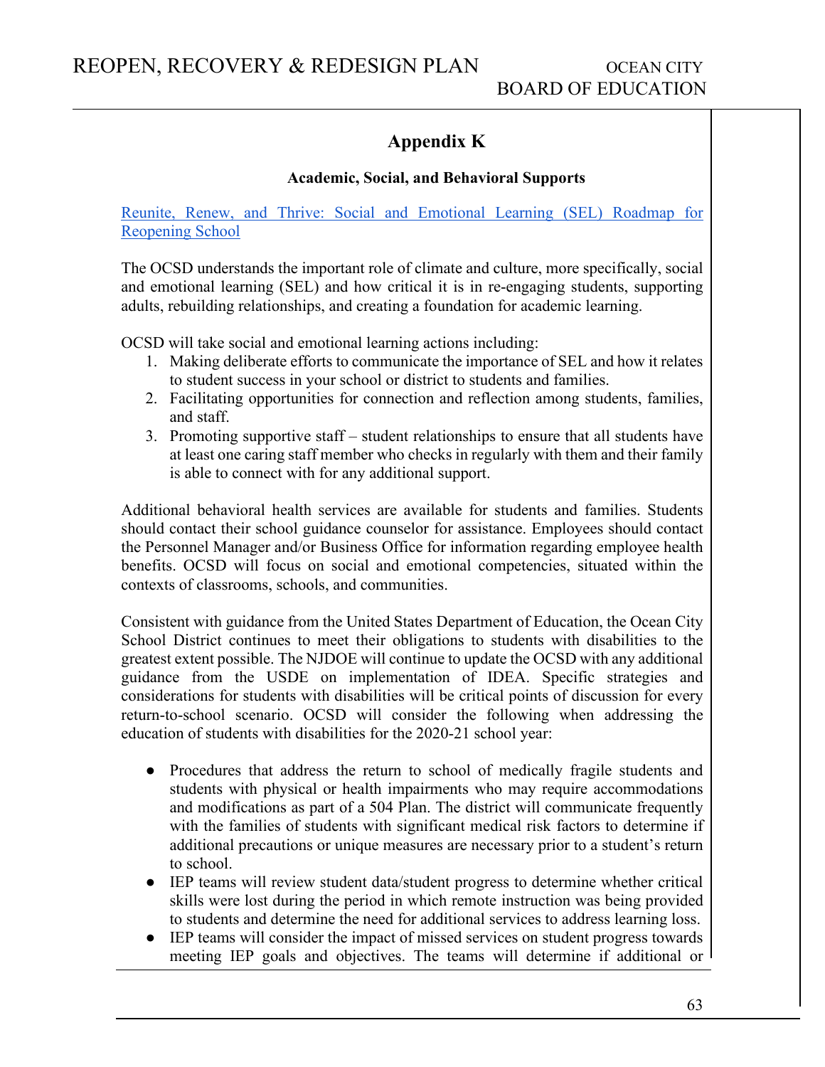# Appendix K

### Academic, Social, and Behavioral Supports

[Reunite, Renew, and Thrive: Social and Emotional Learning (SEL) Roadmap for Reopening School]()

The OCSD understands the important role of climate and culture, more specifically, social and emotional learning (SEL) and how critical it is in re-engaging students, supporting adults, rebuilding relationships, and creating a foundation for academic learning.

OCSD will take social and emotional learning actions including:

1. Making deliberate efforts to communicate the importance of SEL and how it relates to student success in your school or district to students and families.
2. Facilitating opportunities for connection and reflection among students, families, and staff.
3. Promoting supportive staff – student relationships to ensure that all students have at least one caring staff member who checks in regularly with them and their family is able to connect with for any additional support.

Additional behavioral health services are available for students and families. Students should contact their school guidance counselor for assistance. Employees should contact the Personnel Manager and/or Business Office for information regarding employee health benefits. OCSD will focus on social and emotional competencies, situated within the contexts of classrooms, schools, and communities.

Consistent with guidance from the United States Department of Education, the Ocean City School District continues to meet their obligations to students with disabilities to the greatest extent possible. The NJDOE will continue to update the OCSD with any additional guidance from the USDE on implementation of IDEA. Specific strategies and considerations for students with disabilities will be critical points of discussion for every return-to-school scenario. OCSD will consider the following when addressing the education of students with disabilities for the 2020-21 school year:

- Procedures that address the return to school of medically fragile students and students with physical or health impairments who may require accommodations and modifications as part of a 504 Plan. The district will communicate frequently with the families of students with significant medical risk factors to determine if additional precautions or unique measures are necessary prior to a student's return to school.
- IEP teams will review student data/student progress to determine whether critical skills were lost during the period in which remote instruction was being provided to students and determine the need for additional services to address learning loss.
- IEP teams will consider the impact of missed services on student progress towards meeting IEP goals and objectives. The teams will determine if additional or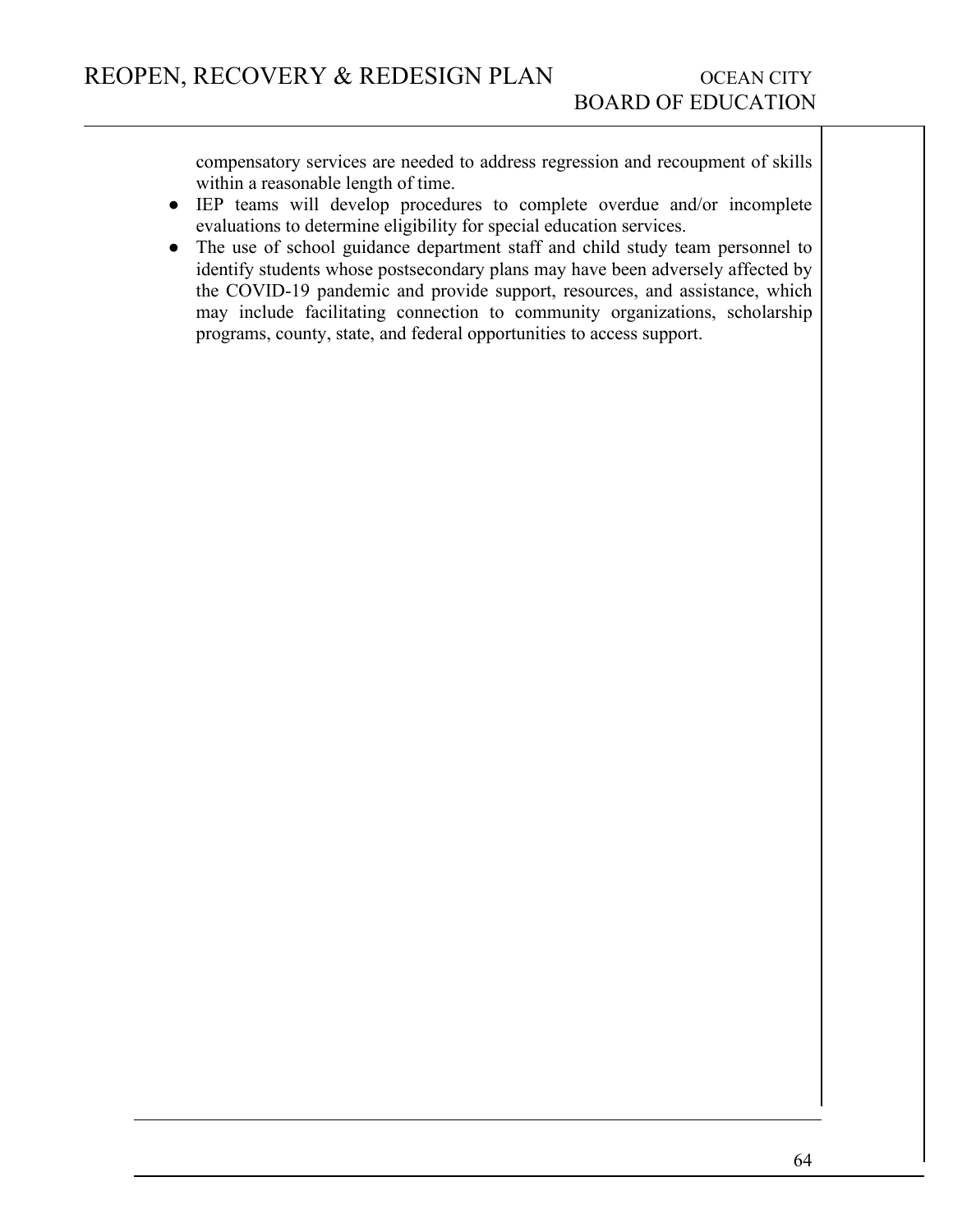compensatory services are needed to address regression and recoupment of skills within a reasonable length of time.

- IEP teams will develop procedures to complete overdue and/or incomplete evaluations to determine eligibility for special education services.
- The use of school guidance department staff and child study team personnel to identify students whose postsecondary plans may have been adversely affected by the COVID-19 pandemic and provide support, resources, and assistance, which may include facilitating connection to community organizations, scholarship programs, county, state, and federal opportunities to access support.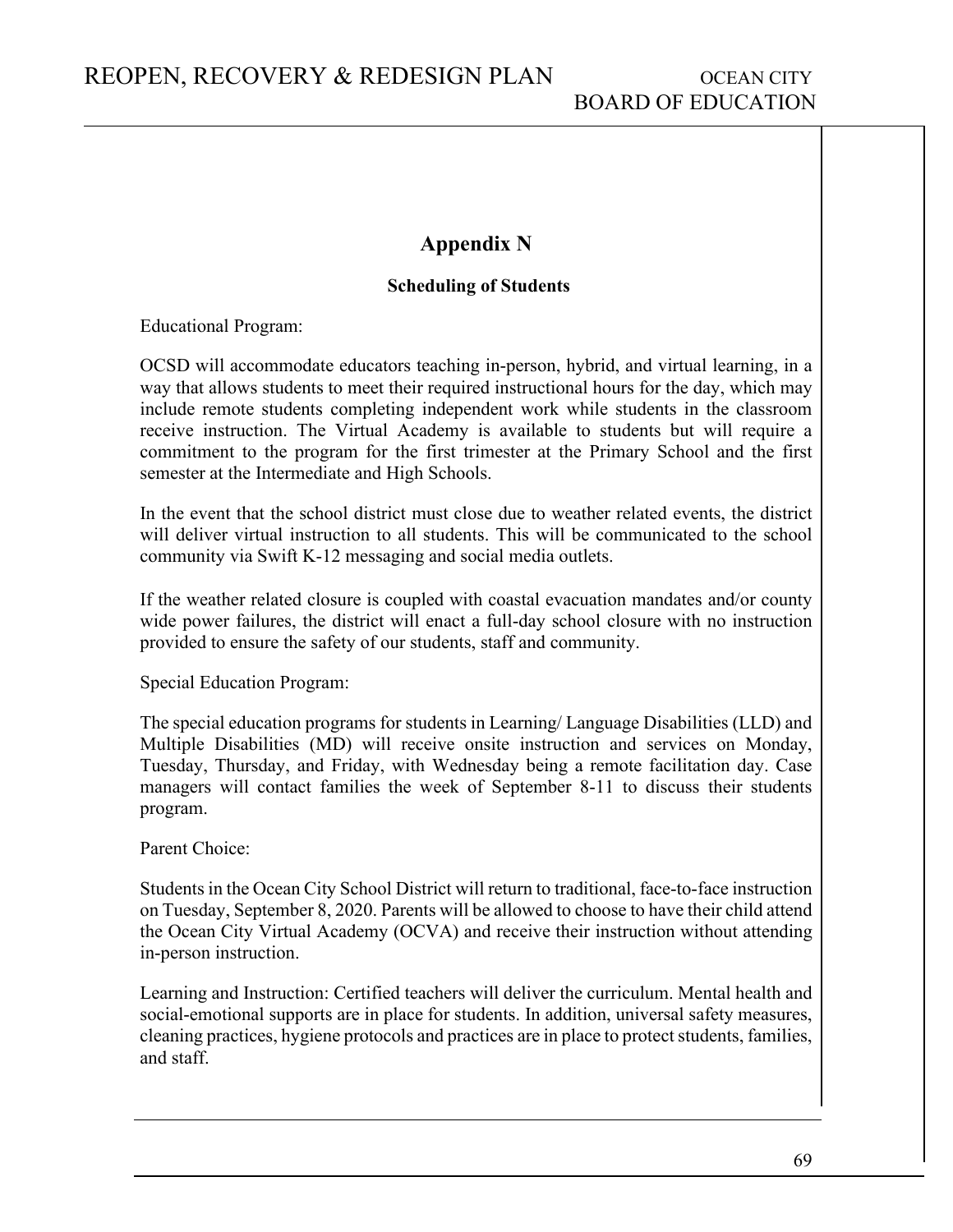# Appendix N

### Scheduling of Students

Educational Program:

OCSD will accommodate educators teaching in-person, hybrid, and virtual learning, in a way that allows students to meet their required instructional hours for the day, which may include remote students completing independent work while students in the classroom receive instruction. The Virtual Academy is available to students but will require a commitment to the program for the first trimester at the Primary School and the first semester at the Intermediate and High Schools.

In the event that the school district must close due to weather related events, the district will deliver virtual instruction to all students. This will be communicated to the school community via Swift K-12 messaging and social media outlets.

If the weather related closure is coupled with coastal evacuation mandates and/or county wide power failures, the district will enact a full-day school closure with no instruction provided to ensure the safety of our students, staff and community.

Special Education Program:

The special education programs for students in Learning/ Language Disabilities (LLD) and Multiple Disabilities (MD) will receive onsite instruction and services on Monday, Tuesday, Thursday, and Friday, with Wednesday being a remote facilitation day. Case managers will contact families the week of September 8-11 to discuss their students program.

Parent Choice:

Students in the Ocean City School District will return to traditional, face-to-face instruction on Tuesday, September 8, 2020. Parents will be allowed to choose to have their child attend the Ocean City Virtual Academy (OCVA) and receive their instruction without attending in-person instruction.

Learning and Instruction: Certified teachers will deliver the curriculum. Mental health and social-emotional supports are in place for students. In addition, universal safety measures, cleaning practices, hygiene protocols and practices are in place to protect students, families, and staff.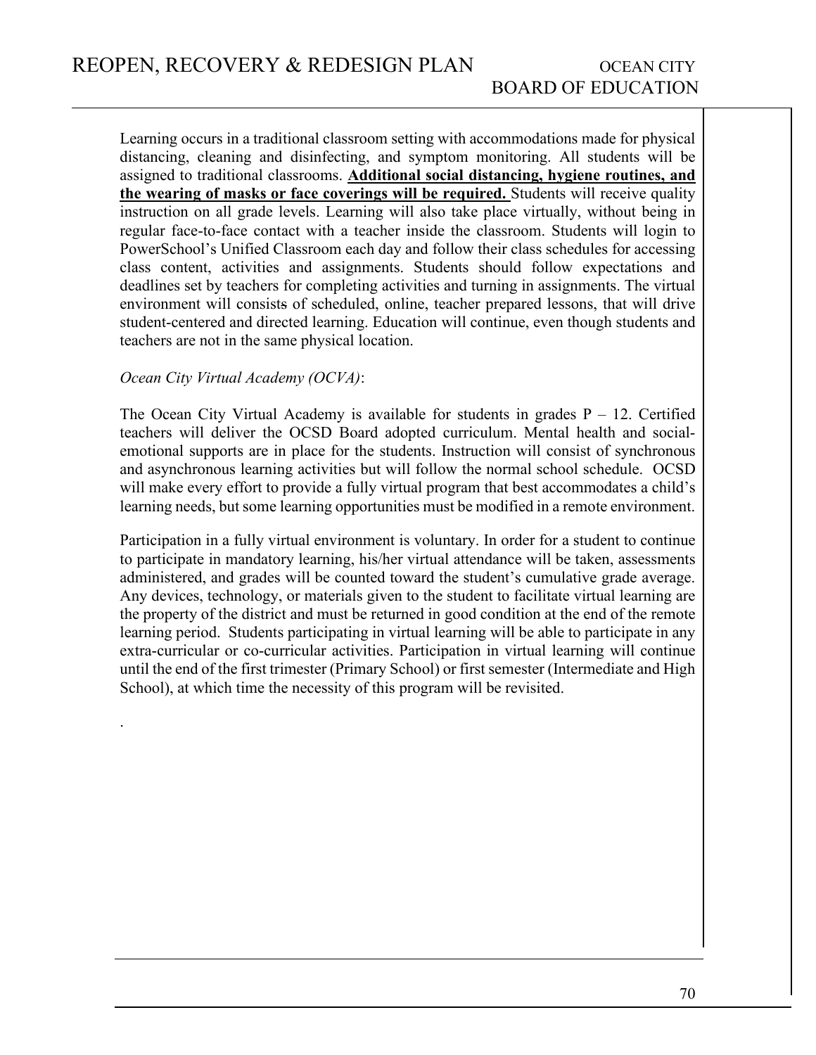Learning occurs in a traditional classroom setting with accommodations made for physical distancing, cleaning and disinfecting, and symptom monitoring. All students will be assigned to traditional classrooms. **Additional social distancing, hygiene routines, and the wearing of masks or face coverings will be required.** Students will receive quality instruction on all grade levels. Learning will also take place virtually, without being in regular face-to-face contact with a teacher inside the classroom. Students will login to PowerSchool's Unified Classroom each day and follow their class schedules for accessing class content, activities and assignments. Students should follow expectations and deadlines set by teachers for completing activities and turning in assignments. The virtual environment will consists of scheduled, online, teacher prepared lessons, that will drive student-centered and directed learning. Education will continue, even though students and teachers are not in the same physical location.

*Ocean City Virtual Academy (OCVA)*:

The Ocean City Virtual Academy is available for students in grades P – 12. Certified teachers will deliver the OCSD Board adopted curriculum. Mental health and social-emotional supports are in place for the students. Instruction will consist of synchronous and asynchronous learning activities but will follow the normal school schedule. OCSD will make every effort to provide a fully virtual program that best accommodates a child's learning needs, but some learning opportunities must be modified in a remote environment.

Participation in a fully virtual environment is voluntary. In order for a student to continue to participate in mandatory learning, his/her virtual attendance will be taken, assessments administered, and grades will be counted toward the student's cumulative grade average. Any devices, technology, or materials given to the student to facilitate virtual learning are the property of the district and must be returned in good condition at the end of the remote learning period. Students participating in virtual learning will be able to participate in any extra-curricular or co-curricular activities. Participation in virtual learning will continue until the end of the first trimester (Primary School) or first semester (Intermediate and High School), at which time the necessity of this program will be revisited.

.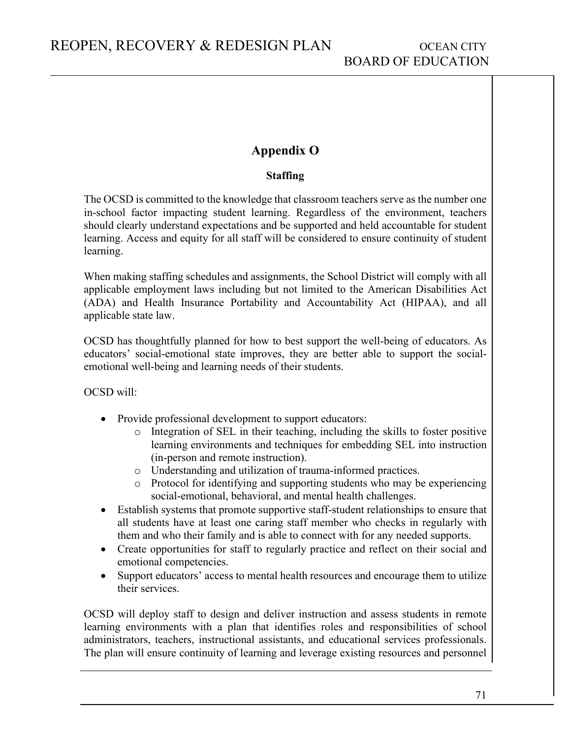# Appendix O

## Staffing

The OCSD is committed to the knowledge that classroom teachers serve as the number one in-school factor impacting student learning. Regardless of the environment, teachers should clearly understand expectations and be supported and held accountable for student learning. Access and equity for all staff will be considered to ensure continuity of student learning.

When making staffing schedules and assignments, the School District will comply with all applicable employment laws including but not limited to the American Disabilities Act (ADA) and Health Insurance Portability and Accountability Act (HIPAA), and all applicable state law.

OCSD has thoughtfully planned for how to best support the well-being of educators. As educators' social-emotional state improves, they are better able to support the social-emotional well-being and learning needs of their students.

OCSD will:

- Provide professional development to support educators:
  - Integration of SEL in their teaching, including the skills to foster positive learning environments and techniques for embedding SEL into instruction (in-person and remote instruction).
  - Understanding and utilization of trauma-informed practices.
  - Protocol for identifying and supporting students who may be experiencing social-emotional, behavioral, and mental health challenges.
- Establish systems that promote supportive staff-student relationships to ensure that all students have at least one caring staff member who checks in regularly with them and who their family and is able to connect with for any needed supports.
- Create opportunities for staff to regularly practice and reflect on their social and emotional competencies.
- Support educators' access to mental health resources and encourage them to utilize their services.

OCSD will deploy staff to design and deliver instruction and assess students in remote learning environments with a plan that identifies roles and responsibilities of school administrators, teachers, instructional assistants, and educational services professionals. The plan will ensure continuity of learning and leverage existing resources and personnel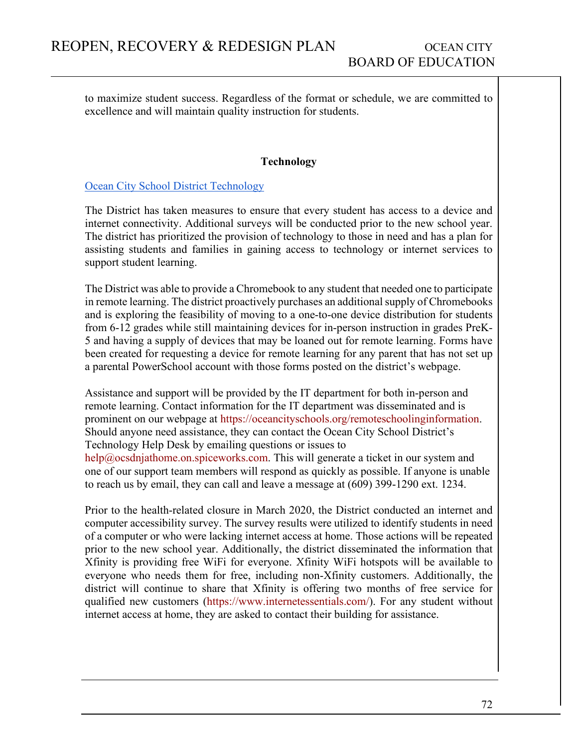to maximize student success. Regardless of the format or schedule, we are committed to excellence and will maintain quality instruction for students.

## Technology

Ocean City School District Technology

The District has taken measures to ensure that every student has access to a device and internet connectivity. Additional surveys will be conducted prior to the new school year. The district has prioritized the provision of technology to those in need and has a plan for assisting students and families in gaining access to technology or internet services to support student learning.

The District was able to provide a Chromebook to any student that needed one to participate in remote learning. The district proactively purchases an additional supply of Chromebooks and is exploring the feasibility of moving to a one-to-one device distribution for students from 6-12 grades while still maintaining devices for in-person instruction in grades PreK-5 and having a supply of devices that may be loaned out for remote learning. Forms have been created for requesting a device for remote learning for any parent that has not set up a parental PowerSchool account with those forms posted on the district's webpage.

Assistance and support will be provided by the IT department for both in-person and remote learning. Contact information for the IT department was disseminated and is prominent on our webpage at https://oceancityschools.org/remoteschoolinginformation. Should anyone need assistance, they can contact the Ocean City School District's Technology Help Desk by emailing questions or issues to help@ocsdnjathome.on.spiceworks.com. This will generate a ticket in our system and one of our support team members will respond as quickly as possible. If anyone is unable to reach us by email, they can call and leave a message at (609) 399-1290 ext. 1234.

Prior to the health-related closure in March 2020, the District conducted an internet and computer accessibility survey. The survey results were utilized to identify students in need of a computer or who were lacking internet access at home. Those actions will be repeated prior to the new school year. Additionally, the district disseminated the information that Xfinity is providing free WiFi for everyone. Xfinity WiFi hotspots will be available to everyone who needs them for free, including non-Xfinity customers. Additionally, the district will continue to share that Xfinity is offering two months of free service for qualified new customers (https://www.internetessentials.com/). For any student without internet access at home, they are asked to contact their building for assistance.